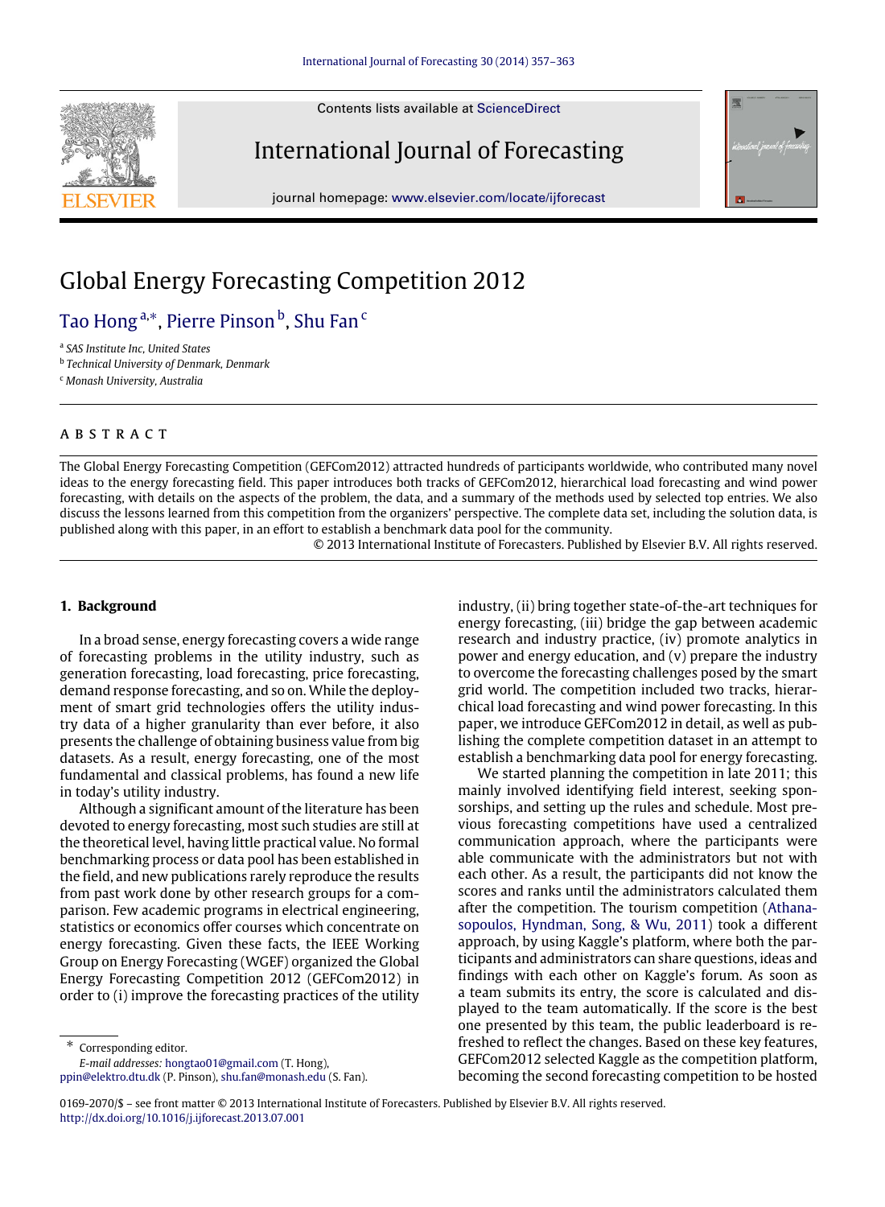# Global Energy Forecasting Competition 2012

Tao Hong [a,*], Pierre Pinson [b], Shu Fan [c]

[a] *SAS Institute Inc, United States*
[b] *Technical University of Denmark, Denmark*
[c] *Monash University, Australia*

## ABSTRACT

The Global Energy Forecasting Competition (GEFCom2012) attracted hundreds of participants worldwide, who contributed many novel ideas to the energy forecasting field. This paper introduces both tracks of GEFCom2012, hierarchical load forecasting and wind power forecasting, with details on the aspects of the problem, the data, and a summary of the methods used by selected top entries. We also discuss the lessons learned from this competition from the organizers' perspective. The complete data set, including the solution data, is published along with this paper, in an effort to establish a benchmark data pool for the community.

© 2013 International Institute of Forecasters. Published by Elsevier B.V. All rights reserved.

## 1. Background

In a broad sense, energy forecasting covers a wide range of forecasting problems in the utility industry, such as generation forecasting, load forecasting, price forecasting, demand response forecasting, and so on. While the deployment of smart grid technologies offers the utility industry data of a higher granularity than ever before, it also presents the challenge of obtaining business value from big datasets. As a result, energy forecasting, one of the most fundamental and classical problems, has found a new life in today's utility industry.

Although a significant amount of the literature has been devoted to energy forecasting, most such studies are still at the theoretical level, having little practical value. No formal benchmarking process or data pool has been established in the field, and new publications rarely reproduce the results from past work done by other research groups for a comparison. Few academic programs in electrical engineering, statistics or economics offer courses which concentrate on energy forecasting. Given these facts, the IEEE Working Group on Energy Forecasting (WGEF) organized the Global Energy Forecasting Competition 2012 (GEFCom2012) in order to (i) improve the forecasting practices of the utility industry, (ii) bring together state-of-the-art techniques for energy forecasting, (iii) bridge the gap between academic research and industry practice, (iv) promote analytics in power and energy education, and (v) prepare the industry to overcome the forecasting challenges posed by the smart grid world. The competition included two tracks, hierarchical load forecasting and wind power forecasting. In this paper, we introduce GEFCom2012 in detail, as well as publishing the complete competition dataset in an attempt to establish a benchmarking data pool for energy forecasting.

We started planning the competition in late 2011; this mainly involved identifying field interest, seeking sponsorships, and setting up the rules and schedule. Most previous forecasting competitions have used a centralized communication approach, where the participants were able communicate with the administrators but not with each other. As a result, the participants did not know the scores and ranks until the administrators calculated them after the competition. The tourism competition (Athanasopoulos, Hyndman, Song, & Wu, 2011) took a different approach, by using Kaggle's platform, where both the participants and administrators can share questions, ideas and findings with each other on Kaggle's forum. As soon as a team submits its entry, the score is calculated and displayed to the team automatically. If the score is the best one presented by this team, the public leaderboard is refreshed to reflect the changes. Based on these key features, GEFCom2012 selected Kaggle as the competition platform, becoming the second forecasting competition to be hosted

---

\* Corresponding editor.
*E-mail addresses:* hongtao01@gmail.com (T. Hong), ppin@elektro.dtu.dk (P. Pinson), shu.fan@monash.edu (S. Fan).

0169-2070/$ – see front matter © 2013 International Institute of Forecasters. Published by Elsevier B.V. All rights reserved.
http://dx.doi.org/10.1016/j.ijforecast.2013.07.001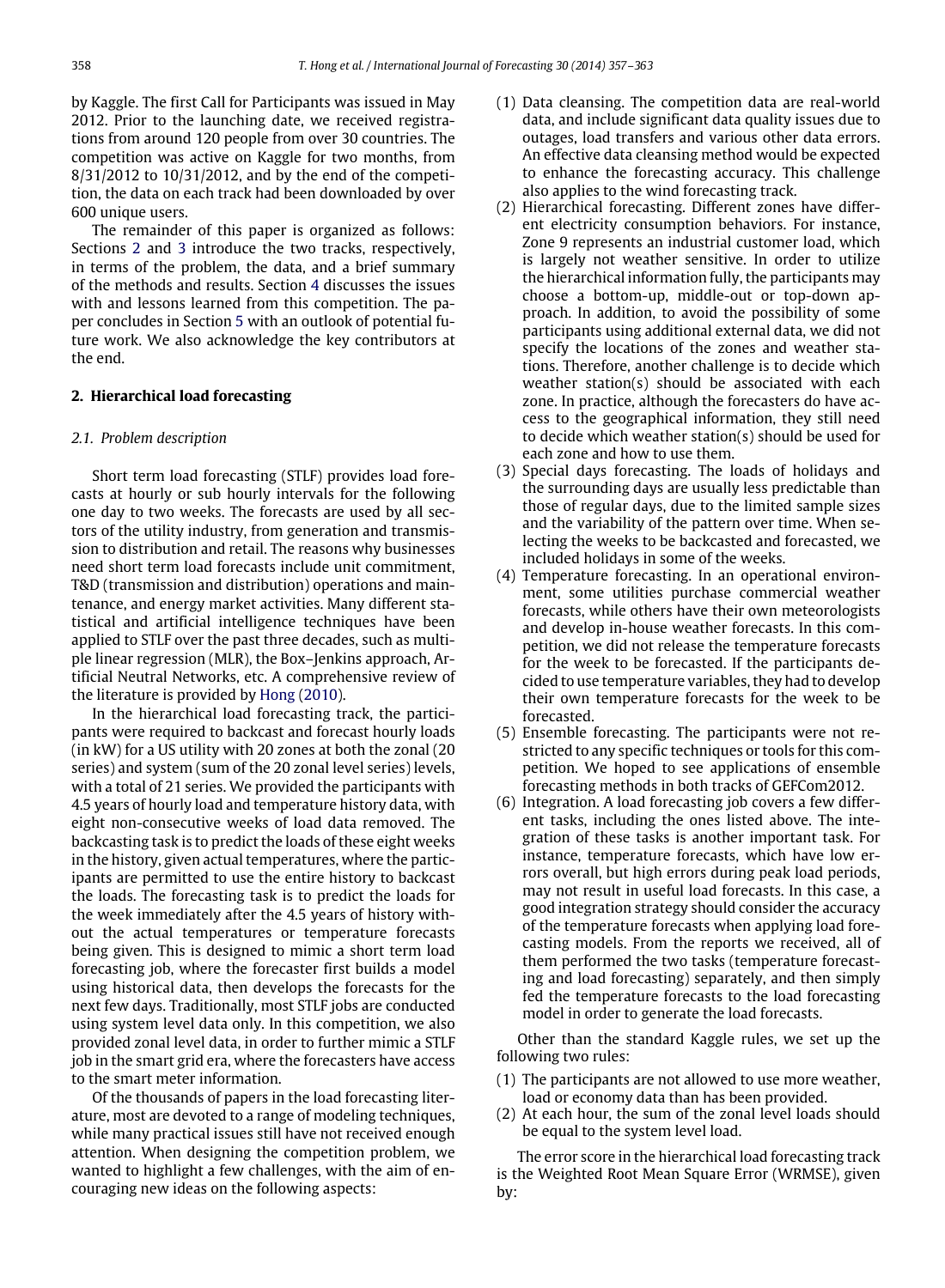by Kaggle. The first Call for Participants was issued in May 2012. Prior to the launching date, we received registrations from around 120 people from over 30 countries. The competition was active on Kaggle for two months, from 8/31/2012 to 10/31/2012, and by the end of the competition, the data on each track had been downloaded by over 600 unique users.

The remainder of this paper is organized as follows: Sections 2 and 3 introduce the two tracks, respectively, in terms of the problem, the data, and a brief summary of the methods and results. Section 4 discusses the issues with and lessons learned from this competition. The paper concludes in Section 5 with an outlook of potential future work. We also acknowledge the key contributors at the end.

## 2. Hierarchical load forecasting

### 2.1. Problem description

Short term load forecasting (STLF) provides load forecasts at hourly or sub hourly intervals for the following one day to two weeks. The forecasts are used by all sectors of the utility industry, from generation and transmission to distribution and retail. The reasons why businesses need short term load forecasts include unit commitment, T&D (transmission and distribution) operations and maintenance, and energy market activities. Many different statistical and artificial intelligence techniques have been applied to STLF over the past three decades, such as multiple linear regression (MLR), the Box–Jenkins approach, Artificial Neutral Networks, etc. A comprehensive review of the literature is provided by Hong (2010).

In the hierarchical load forecasting track, the participants were required to backcast and forecast hourly loads (in kW) for a US utility with 20 zones at both the zonal (20 series) and system (sum of the 20 zonal level series) levels, with a total of 21 series. We provided the participants with 4.5 years of hourly load and temperature history data, with eight non-consecutive weeks of load data removed. The backcasting task is to predict the loads of these eight weeks in the history, given actual temperatures, where the participants are permitted to use the entire history to backcast the loads. The forecasting task is to predict the loads for the week immediately after the 4.5 years of history without the actual temperatures or temperature forecasts being given. This is designed to mimic a short term load forecasting job, where the forecaster first builds a model using historical data, then develops the forecasts for the next few days. Traditionally, most STLF jobs are conducted using system level data only. In this competition, we also provided zonal level data, in order to further mimic a STLF job in the smart grid era, where the forecasters have access to the smart meter information.

Of the thousands of papers in the load forecasting literature, most are devoted to a range of modeling techniques, while many practical issues still have not received enough attention. When designing the competition problem, we wanted to highlight a few challenges, with the aim of encouraging new ideas on the following aspects:

(1) Data cleansing. The competition data are real-world data, and include significant data quality issues due to outages, load transfers and various other data errors. An effective data cleansing method would be expected to enhance the forecasting accuracy. This challenge also applies to the wind forecasting track.
(2) Hierarchical forecasting. Different zones have different electricity consumption behaviors. For instance, Zone 9 represents an industrial customer load, which is largely not weather sensitive. In order to utilize the hierarchical information fully, the participants may choose a bottom-up, middle-out or top-down approach. In addition, to avoid the possibility of some participants using additional external data, we did not specify the locations of the zones and weather stations. Therefore, another challenge is to decide which weather station(s) should be associated with each zone. In practice, although the forecasters do have access to the geographical information, they still need to decide which weather station(s) should be used for each zone and how to use them.
(3) Special days forecasting. The loads of holidays and the surrounding days are usually less predictable than those of regular days, due to the limited sample sizes and the variability of the pattern over time. When selecting the weeks to be backcasted and forecasted, we included holidays in some of the weeks.
(4) Temperature forecasting. In an operational environment, some utilities purchase commercial weather forecasts, while others have their own meteorologists and develop in-house weather forecasts. In this competition, we did not release the temperature forecasts for the week to be forecasted. If the participants decided to use temperature variables, they had to develop their own temperature forecasts for the week to be forecasted.
(5) Ensemble forecasting. The participants were not restricted to any specific techniques or tools for this competition. We hoped to see applications of ensemble forecasting methods in both tracks of GEFCom2012.
(6) Integration. A load forecasting job covers a few different tasks, including the ones listed above. The integration of these tasks is another important task. For instance, temperature forecasts, which have low errors overall, but high errors during peak load periods, may not result in useful load forecasts. In this case, a good integration strategy should consider the accuracy of the temperature forecasts when applying load forecasting models. From the reports we received, all of them performed the two tasks (temperature forecasting and load forecasting) separately, and then simply fed the temperature forecasts to the load forecasting model in order to generate the load forecasts.

Other than the standard Kaggle rules, we set up the following two rules:

(1) The participants are not allowed to use more weather, load or economy data than has been provided.
(2) At each hour, the sum of the zonal level loads should be equal to the system level load.

The error score in the hierarchical load forecasting track is the Weighted Root Mean Square Error (WRMSE), given by: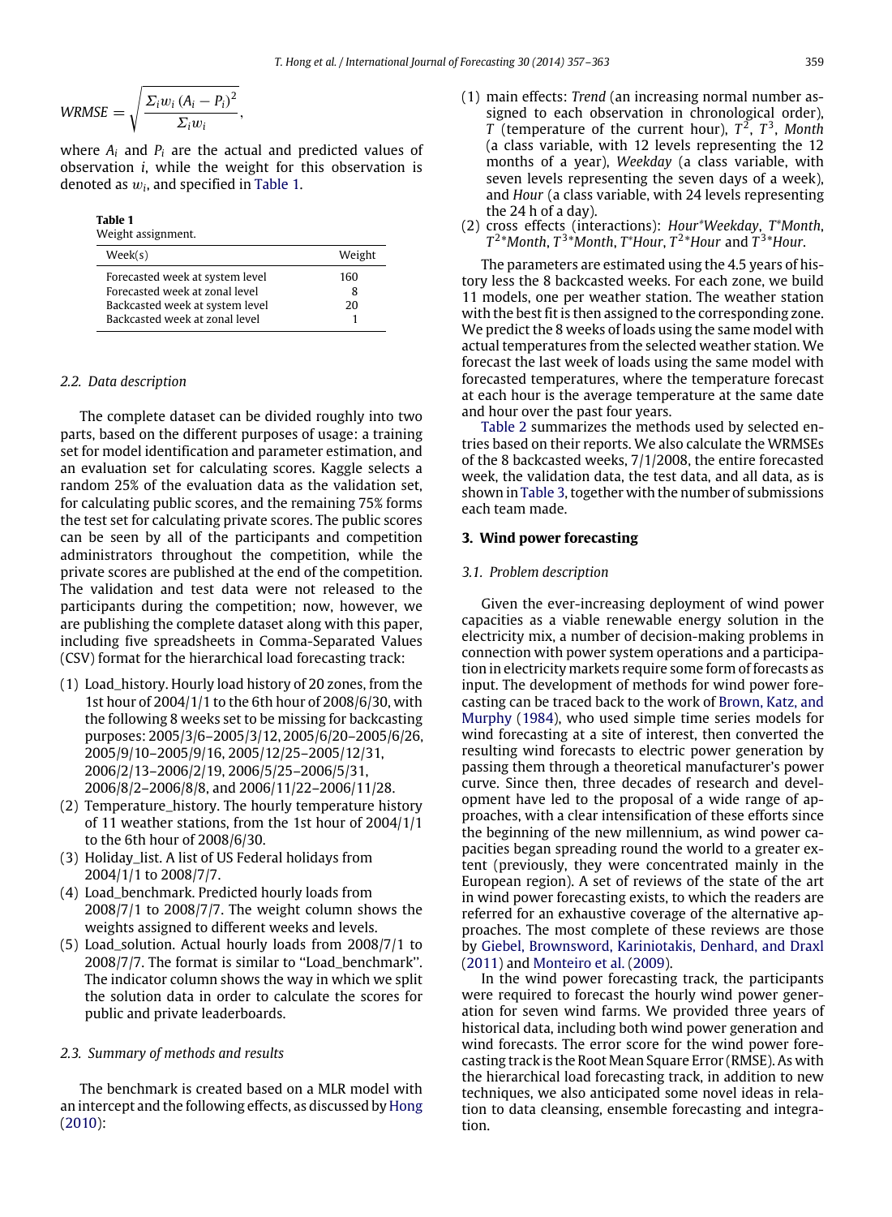$$WRMSE = \sqrt{\frac{\Sigma_i w_i (A_i - P_i)^2}{\Sigma_i w_i}},$$

where $A_i$ and $P_i$ are the actual and predicted values of observation $i$, while the weight for this observation is denoted as $w_i$, and specified in Table 1.

**Table 1**
Weight assignment.

| Week(s) | Weight |
|---|---|
| Forecasted week at system level | 160 |
| Forecasted week at zonal level | 8 |
| Backcasted week at system level | 20 |
| Backcasted week at zonal level | 1 |

### 2.2. Data description

The complete dataset can be divided roughly into two parts, based on the different purposes of usage: a training set for model identification and parameter estimation, and an evaluation set for calculating scores. Kaggle selects a random 25% of the evaluation data as the validation set, for calculating public scores, and the remaining 75% forms the test set for calculating private scores. The public scores can be seen by all of the participants and competition administrators throughout the competition, while the private scores are published at the end of the competition. The validation and test data were not released to the participants during the competition; now, however, we are publishing the complete dataset along with this paper, including five spreadsheets in Comma-Separated Values (CSV) format for the hierarchical load forecasting track:

(1) Load_history. Hourly load history of 20 zones, from the 1st hour of 2004/1/1 to the 6th hour of 2008/6/30, with the following 8 weeks set to be missing for backcasting purposes: 2005/3/6–2005/3/12, 2005/6/20–2005/6/26, 2005/9/10–2005/9/16, 2005/12/25–2005/12/31, 2006/2/13–2006/2/19, 2006/5/25–2006/5/31, 2006/8/2–2006/8/8, and 2006/11/22–2006/11/28.
(2) Temperature_history. The hourly temperature history of 11 weather stations, from the 1st hour of 2004/1/1 to the 6th hour of 2008/6/30.
(3) Holiday_list. A list of US Federal holidays from 2004/1/1 to 2008/7/7.
(4) Load_benchmark. Predicted hourly loads from 2008/7/1 to 2008/7/7. The weight column shows the weights assigned to different weeks and levels.
(5) Load_solution. Actual hourly loads from 2008/7/1 to 2008/7/7. The format is similar to "Load_benchmark". The indicator column shows the way in which we split the solution data in order to calculate the scores for public and private leaderboards.

### 2.3. Summary of methods and results

The benchmark is created based on a MLR model with an intercept and the following effects, as discussed by Hong (2010):

(1) main effects: *Trend* (an increasing normal number assigned to each observation in chronological order), $T$ (temperature of the current hour), $T^2$, $T^3$, *Month* (a class variable, with 12 levels representing the 12 months of a year), *Weekday* (a class variable, with seven levels representing the seven days of a week), and *Hour* (a class variable, with 24 levels representing the 24 h of a day).
(2) cross effects (interactions): *Hour*\**Weekday*, $T$\**Month*, $T^2$\**Month*, $T^3$\**Month*, $T$\**Hour*, $T^2$\**Hour* and $T^3$\**Hour*.

The parameters are estimated using the 4.5 years of history less the 8 backcasted weeks. For each zone, we build 11 models, one per weather station. The weather station with the best fit is then assigned to the corresponding zone. We predict the 8 weeks of loads using the same model with actual temperatures from the selected weather station. We forecast the last week of loads using the same model with forecasted temperatures, where the temperature forecast at each hour is the average temperature at the same date and hour over the past four years.

Table 2 summarizes the methods used by selected entries based on their reports. We also calculate the WRMSEs of the 8 backcasted weeks, 7/1/2008, the entire forecasted week, the validation data, the test data, and all data, as is shown in Table 3, together with the number of submissions each team made.

## 3. Wind power forecasting

### 3.1. Problem description

Given the ever-increasing deployment of wind power capacities as a viable renewable energy solution in the electricity mix, a number of decision-making problems in connection with power system operations and a participation in electricity markets require some form of forecasts as input. The development of methods for wind power forecasting can be traced back to the work of Brown, Katz, and Murphy (1984), who used simple time series models for wind forecasting at a site of interest, then converted the resulting wind forecasts to electric power generation by passing them through a theoretical manufacturer's power curve. Since then, three decades of research and development have led to the proposal of a wide range of approaches, with a clear intensification of these efforts since the beginning of the new millennium, as wind power capacities began spreading round the world to a greater extent (previously, they were concentrated mainly in the European region). A set of reviews of the state of the art in wind power forecasting exists, to which the readers are referred for an exhaustive coverage of the alternative approaches. The most complete of these reviews are those by Giebel, Brownsword, Kariniotakis, Denhard, and Draxl (2011) and Monteiro et al. (2009).

In the wind power forecasting track, the participants were required to forecast the hourly wind power generation for seven wind farms. We provided three years of historical data, including both wind power generation and wind forecasts. The error score for the wind power forecasting track is the Root Mean Square Error (RMSE). As with the hierarchical load forecasting track, in addition to new techniques, we also anticipated some novel ideas in relation to data cleansing, ensemble forecasting and integration.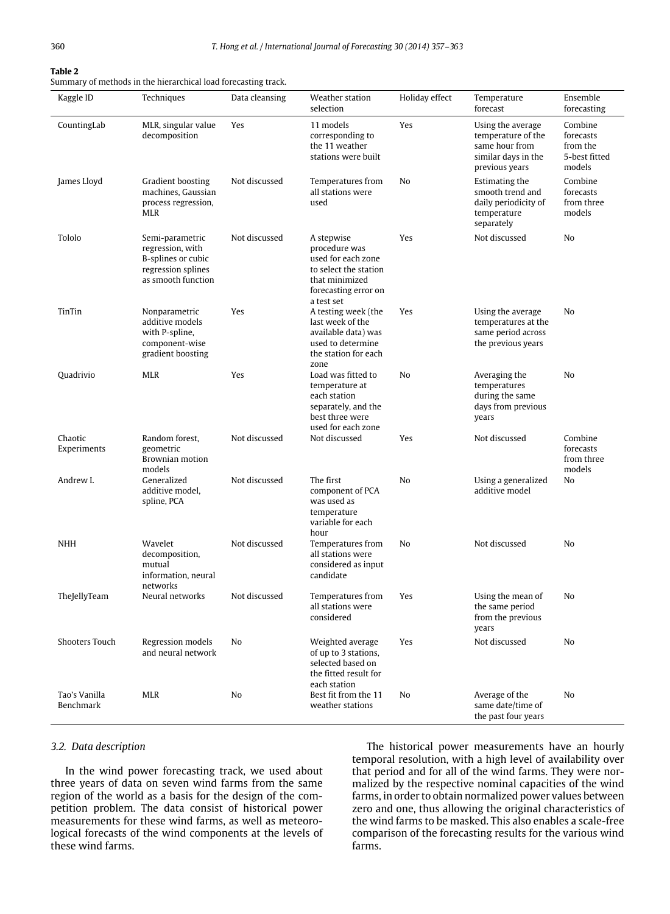**Table 2**
Summary of methods in the hierarchical load forecasting track.

| Kaggle ID | Techniques | Data cleansing | Weather station selection | Holiday effect | Temperature forecast | Ensemble forecasting |
|---|---|---|---|---|---|---|
| CountingLab | MLR, singular value decomposition | Yes | 11 models corresponding to the 11 weather stations were built | Yes | Using the average temperature of the same hour from similar days in the previous years | Combine forecasts from the 5-best fitted models |
| James Lloyd | Gradient boosting machines, Gaussian process regression, MLR | Not discussed | Temperatures from all stations were used | No | Estimating the smooth trend and daily periodicity of temperature separately | Combine forecasts from three models |
| Tololo | Semi-parametric regression, with B-splines or cubic regression splines as smooth function | Not discussed | A stepwise procedure was used for each zone to select the station that minimized forecasting error on a test set | Yes | Not discussed | No |
| TinTin | Nonparametric additive models with P-spline, component-wise gradient boosting | Yes | A testing week (the last week of the available data) was used to determine the station for each zone | Yes | Using the average temperatures at the same period across the previous years | No |
| Quadrivio | MLR | Yes | Load was fitted to temperature at each station separately, and the best three were used for each zone | No | Averaging the temperatures during the same days from previous years | No |
| Chaotic Experiments | Random forest, geometric Brownian motion models | Not discussed | Not discussed | Yes | Not discussed | Combine forecasts from three models |
| Andrew L | Generalized additive model, spline, PCA | Not discussed | The first component of PCA was used as temperature variable for each hour | No | Using a generalized additive model | No |
| NHH | Wavelet decomposition, mutual information, neural networks | Not discussed | Temperatures from all stations were considered as input candidate | No | Not discussed | No |
| TheJellyTeam | Neural networks | Not discussed | Temperatures from all stations were considered | Yes | Using the mean of the same period from the previous years | No |
| Shooters Touch | Regression models and neural network | No | Weighted average of up to 3 stations, selected based on the fitted result for each station | Yes | Not discussed | No |
| Tao's Vanilla Benchmark | MLR | No | Best fit from the 11 weather stations | No | Average of the same date/time of the past four years | No |

### *3.2. Data description*

In the wind power forecasting track, we used about three years of data on seven wind farms from the same region of the world as a basis for the design of the competition problem. The data consist of historical power measurements for these wind farms, as well as meteorological forecasts of the wind components at the levels of these wind farms.

The historical power measurements have an hourly temporal resolution, with a high level of availability over that period and for all of the wind farms. They were normalized by the respective nominal capacities of the wind farms, in order to obtain normalized power values between zero and one, thus allowing the original characteristics of the wind farms to be masked. This also enables a scale-free comparison of the forecasting results for the various wind farms.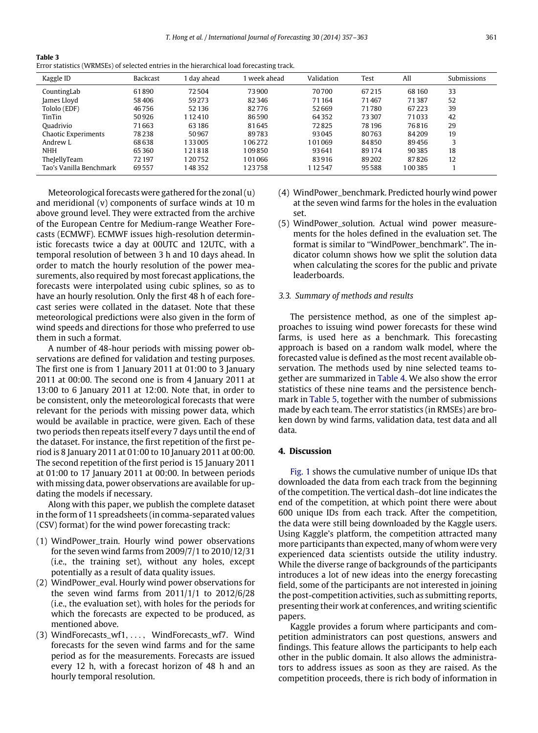**Table 3**
Error statistics (WRMSEs) of selected entries in the hierarchical load forecasting track.

| Kaggle ID | Backcast | 1 day ahead | 1 week ahead | Validation | Test | All | Submissions |
|---|---|---|---|---|---|---|---|
| CountingLab | 61890 | 72504 | 73900 | 70700 | 67215 | 68160 | 33 |
| James Lloyd | 58406 | 59273 | 82346 | 71164 | 71467 | 71387 | 52 |
| Tololo (EDF) | 46756 | 52136 | 82776 | 52669 | 71780 | 67223 | 39 |
| TinTin | 50926 | 112410 | 86590 | 64352 | 73307 | 71033 | 42 |
| Quadrivio | 71663 | 63186 | 81645 | 72825 | 78196 | 76816 | 29 |
| Chaotic Experiments | 78238 | 50967 | 89783 | 93045 | 80763 | 84209 | 19 |
| Andrew L | 68638 | 133005 | 106272 | 101069 | 84850 | 89456 | 3 |
| NHH | 65360 | 121818 | 109850 | 93641 | 89174 | 90385 | 18 |
| TheJellyTeam | 72197 | 120752 | 101066 | 83916 | 89202 | 87826 | 12 |
| Tao's Vanilla Benchmark | 69557 | 148352 | 123758 | 112547 | 95588 | 100385 | 1 |

Meteorological forecasts were gathered for the zonal (u) and meridional (v) components of surface winds at 10 m above ground level. They were extracted from the archive of the European Centre for Medium-range Weather Forecasts (ECMWF). ECMWF issues high-resolution deterministic forecasts twice a day at 00UTC and 12UTC, with a temporal resolution of between 3 h and 10 days ahead. In order to match the hourly resolution of the power measurements, also required by most forecast applications, the forecasts were interpolated using cubic splines, so as to have an hourly resolution. Only the first 48 h of each forecast series were collated in the dataset. Note that these meteorological predictions were also given in the form of wind speeds and directions for those who preferred to use them in such a format.

A number of 48-hour periods with missing power observations are defined for validation and testing purposes. The first one is from 1 January 2011 at 01:00 to 3 January 2011 at 00:00. The second one is from 4 January 2011 at 13:00 to 6 January 2011 at 12:00. Note that, in order to be consistent, only the meteorological forecasts that were relevant for the periods with missing power data, which would be available in practice, were given. Each of these two periods then repeats itself every 7 days until the end of the dataset. For instance, the first repetition of the first period is 8 January 2011 at 01:00 to 10 January 2011 at 00:00. The second repetition of the first period is 15 January 2011 at 01:00 to 17 January 2011 at 00:00. In between periods with missing data, power observations are available for updating the models if necessary.

Along with this paper, we publish the complete dataset in the form of 11 spreadsheets (in comma-separated values (CSV) format) for the wind power forecasting track:

(1) WindPower_train. Hourly wind power observations for the seven wind farms from 2009/7/1 to 2010/12/31 (i.e., the training set), without any holes, except potentially as a result of data quality issues.
(2) WindPower_eval. Hourly wind power observations for the seven wind farms from 2011/1/1 to 2012/6/28 (i.e., the evaluation set), with holes for the periods for which the forecasts are expected to be produced, as mentioned above.
(3) WindForecasts_wf1, . . . , WindForecasts_wf7. Wind forecasts for the seven wind farms and for the same period as for the measurements. Forecasts are issued every 12 h, with a forecast horizon of 48 h and an hourly temporal resolution.
(4) WindPower_benchmark. Predicted hourly wind power at the seven wind farms for the holes in the evaluation set.
(5) WindPower_solution. Actual wind power measurements for the holes defined in the evaluation set. The format is similar to "WindPower_benchmark". The indicator column shows how we split the solution data when calculating the scores for the public and private leaderboards.

### 3.3. Summary of methods and results

The persistence method, as one of the simplest approaches to issuing wind power forecasts for these wind farms, is used here as a benchmark. This forecasting approach is based on a random walk model, where the forecasted value is defined as the most recent available observation. The methods used by nine selected teams together are summarized in Table 4. We also show the error statistics of these nine teams and the persistence benchmark in Table 5, together with the number of submissions made by each team. The error statistics (in RMSEs) are broken down by wind farms, validation data, test data and all data.

## 4. Discussion

Fig. 1 shows the cumulative number of unique IDs that downloaded the data from each track from the beginning of the competition. The vertical dash–dot line indicates the end of the competition, at which point there were about 600 unique IDs from each track. After the competition, the data were still being downloaded by the Kaggle users. Using Kaggle's platform, the competition attracted many more participants than expected, many of whom were very experienced data scientists outside the utility industry. While the diverse range of backgrounds of the participants introduces a lot of new ideas into the energy forecasting field, some of the participants are not interested in joining the post-competition activities, such as submitting reports, presenting their work at conferences, and writing scientific papers.

Kaggle provides a forum where participants and competition administrators can post questions, answers and findings. This feature allows the participants to help each other in the public domain. It also allows the administrators to address issues as soon as they are raised. As the competition proceeds, there is rich body of information in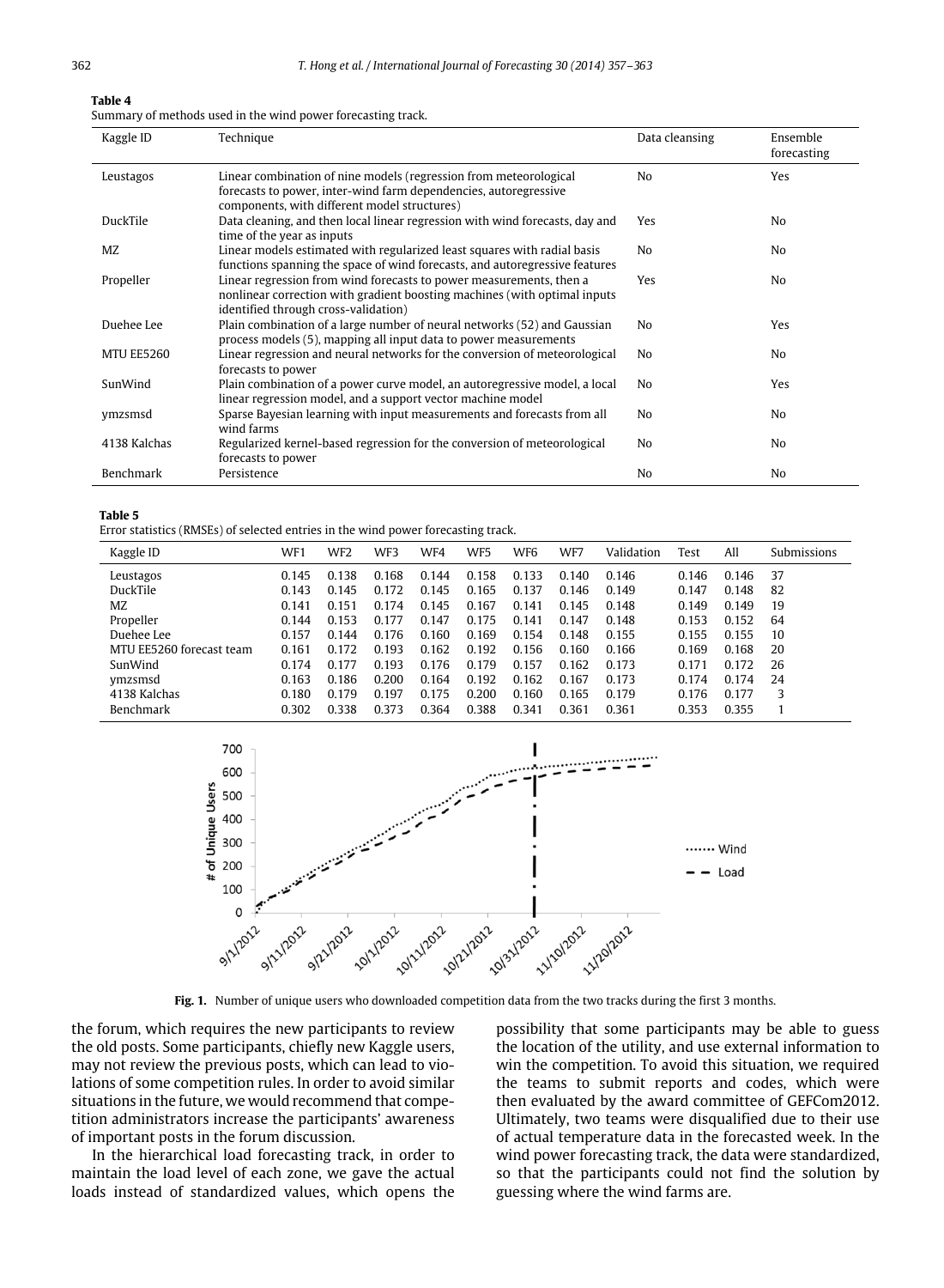**Table 4**
Summary of methods used in the wind power forecasting track.

| Kaggle ID | Technique | Data cleansing | Ensemble forecasting |
|---|---|---|---|
| Leustagos | Linear combination of nine models (regression from meteorological forecasts to power, inter-wind farm dependencies, autoregressive components, with different model structures) | No | Yes |
| DuckTile | Data cleaning, and then local linear regression with wind forecasts, day and time of the year as inputs | Yes | No |
| MZ | Linear models estimated with regularized least squares with radial basis functions spanning the space of wind forecasts, and autoregressive features | No | No |
| Propeller | Linear regression from wind forecasts to power measurements, then a nonlinear correction with gradient boosting machines (with optimal inputs identified through cross-validation) | Yes | No |
| Duehee Lee | Plain combination of a large number of neural networks (52) and Gaussian process models (5), mapping all input data to power measurements | No | Yes |
| MTU EE5260 | Linear regression and neural networks for the conversion of meteorological forecasts to power | No | No |
| SunWind | Plain combination of a power curve model, an autoregressive model, a local linear regression model, and a support vector machine model | No | Yes |
| ymzsmsd | Sparse Bayesian learning with input measurements and forecasts from all wind farms | No | No |
| 4138 Kalchas | Regularized kernel-based regression for the conversion of meteorological forecasts to power | No | No |
| Benchmark | Persistence | No | No |

**Table 5**
Error statistics (RMSEs) of selected entries in the wind power forecasting track.

| Kaggle ID | WF1 | WF2 | WF3 | WF4 | WF5 | WF6 | WF7 | Validation | Test | All | Submissions |
|---|---|---|---|---|---|---|---|---|---|---|---|
| Leustagos | 0.145 | 0.138 | 0.168 | 0.144 | 0.158 | 0.133 | 0.140 | 0.146 | 0.146 | 0.146 | 37 |
| DuckTile | 0.143 | 0.145 | 0.172 | 0.145 | 0.165 | 0.137 | 0.146 | 0.149 | 0.147 | 0.148 | 82 |
| MZ | 0.141 | 0.151 | 0.174 | 0.145 | 0.167 | 0.141 | 0.145 | 0.148 | 0.149 | 0.149 | 19 |
| Propeller | 0.144 | 0.153 | 0.177 | 0.147 | 0.175 | 0.141 | 0.147 | 0.148 | 0.153 | 0.152 | 64 |
| Duehee Lee | 0.157 | 0.144 | 0.176 | 0.160 | 0.169 | 0.154 | 0.148 | 0.155 | 0.155 | 0.155 | 10 |
| MTU EE5260 forecast team | 0.161 | 0.172 | 0.193 | 0.162 | 0.192 | 0.156 | 0.160 | 0.166 | 0.169 | 0.168 | 20 |
| SunWind | 0.174 | 0.177 | 0.193 | 0.176 | 0.179 | 0.157 | 0.162 | 0.173 | 0.171 | 0.172 | 26 |
| ymzsmsd | 0.163 | 0.186 | 0.200 | 0.164 | 0.192 | 0.162 | 0.167 | 0.173 | 0.174 | 0.174 | 24 |
| 4138 Kalchas | 0.180 | 0.179 | 0.197 | 0.175 | 0.200 | 0.160 | 0.165 | 0.179 | 0.176 | 0.177 | 3 |
| Benchmark | 0.302 | 0.338 | 0.373 | 0.364 | 0.388 | 0.341 | 0.361 | 0.361 | 0.353 | 0.355 | 1 |

**Fig. 1.** Number of unique users who downloaded competition data from the two tracks during the first 3 months.

the forum, which requires the new participants to review the old posts. Some participants, chiefly new Kaggle users, may not review the previous posts, which can lead to violations of some competition rules. In order to avoid similar situations in the future, we would recommend that competition administrators increase the participants' awareness of important posts in the forum discussion.

In the hierarchical load forecasting track, in order to maintain the load level of each zone, we gave the actual loads instead of standardized values, which opens the possibility that some participants may be able to guess the location of the utility, and use external information to win the competition. To avoid this situation, we required the teams to submit reports and codes, which were then evaluated by the award committee of GEFCom2012. Ultimately, two teams were disqualified due to their use of actual temperature data in the forecasted week. In the wind power forecasting track, the data were standardized, so that the participants could not find the solution by guessing where the wind farms are.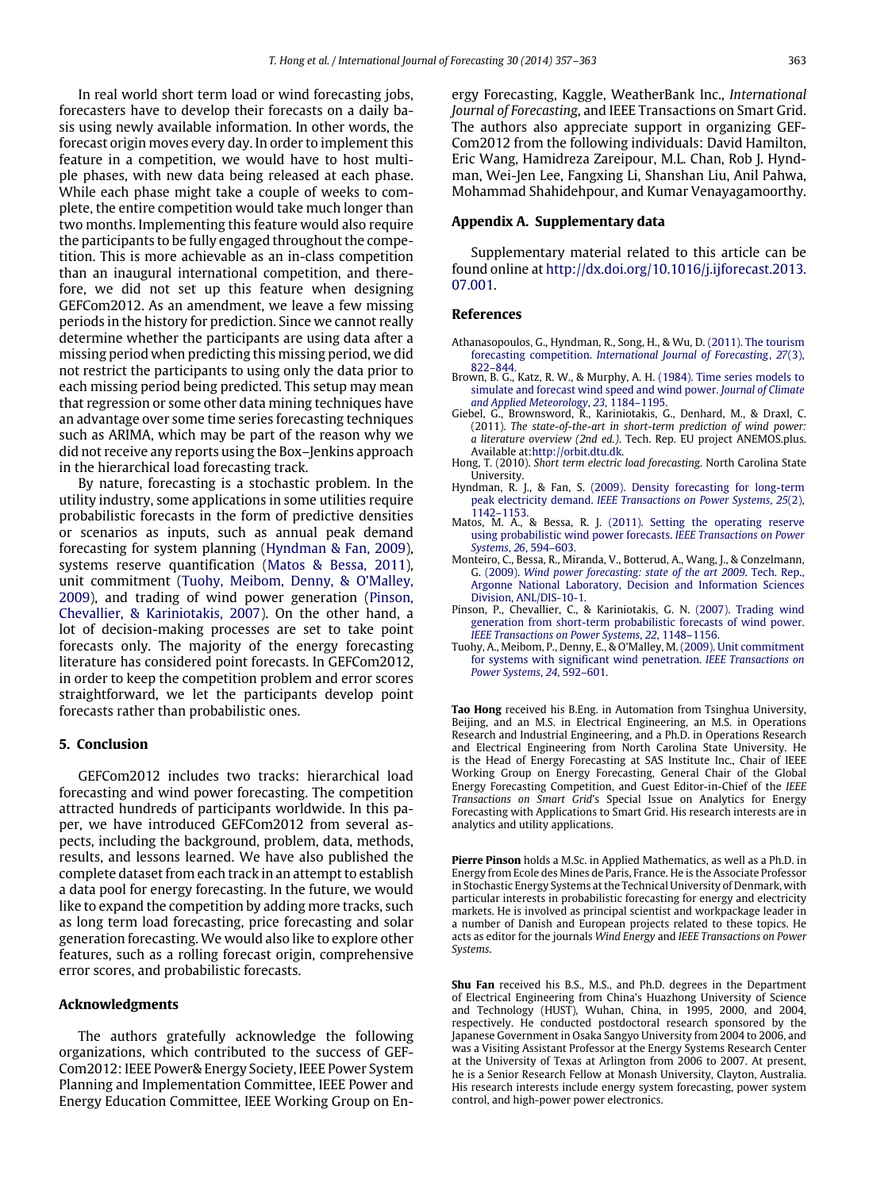In real world short term load or wind forecasting jobs, forecasters have to develop their forecasts on a daily basis using newly available information. In other words, the forecast origin moves every day. In order to implement this feature in a competition, we would have to host multiple phases, with new data being released at each phase. While each phase might take a couple of weeks to complete, the entire competition would take much longer than two months. Implementing this feature would also require the participants to be fully engaged throughout the competition. This is more achievable as an in-class competition than an inaugural international competition, and therefore, we did not set up this feature when designing GEFCom2012. As an amendment, we leave a few missing periods in the history for prediction. Since we cannot really determine whether the participants are using data after a missing period when predicting this missing period, we did not restrict the participants to using only the data prior to each missing period being predicted. This setup may mean that regression or some other data mining techniques have an advantage over some time series forecasting techniques such as ARIMA, which may be part of the reason why we did not receive any reports using the Box–Jenkins approach in the hierarchical load forecasting track.

By nature, forecasting is a stochastic problem. In the utility industry, some applications in some utilities require probabilistic forecasts in the form of predictive densities or scenarios as inputs, such as annual peak demand forecasting for system planning (Hyndman & Fan, 2009), systems reserve quantification (Matos & Bessa, 2011), unit commitment (Tuohy, Meibom, Denny, & O'Malley, 2009), and trading of wind power generation (Pinson, Chevallier, & Kariniotakis, 2007). On the other hand, a lot of decision-making processes are set to take point forecasts only. The majority of the energy forecasting literature has considered point forecasts. In GEFCom2012, in order to keep the competition problem and error scores straightforward, we let the participants develop point forecasts rather than probabilistic ones.

## 5. Conclusion

GEFCom2012 includes two tracks: hierarchical load forecasting and wind power forecasting. The competition attracted hundreds of participants worldwide. In this paper, we have introduced GEFCom2012 from several aspects, including the background, problem, data, methods, results, and lessons learned. We have also published the complete dataset from each track in an attempt to establish a data pool for energy forecasting. In the future, we would like to expand the competition by adding more tracks, such as long term load forecasting, price forecasting and solar generation forecasting. We would also like to explore other features, such as a rolling forecast origin, comprehensive error scores, and probabilistic forecasts.

## Acknowledgments

The authors gratefully acknowledge the following organizations, which contributed to the success of GEFCom2012: IEEE Power& Energy Society, IEEE Power System Planning and Implementation Committee, IEEE Power and Energy Education Committee, IEEE Working Group on Energy Forecasting, Kaggle, WeatherBank Inc., *International Journal of Forecasting*, and IEEE Transactions on Smart Grid. The authors also appreciate support in organizing GEFCom2012 from the following individuals: David Hamilton, Eric Wang, Hamidreza Zareipour, M.L. Chan, Rob J. Hyndman, Wei-Jen Lee, Fangxing Li, Shanshan Liu, Anil Pahwa, Mohammad Shahidehpour, and Kumar Venayagamoorthy.

## Appendix A. Supplementary data

Supplementary material related to this article can be found online at http://dx.doi.org/10.1016/j.ijforecast.2013.07.001.

## References

Athanasopoulos, G., Hyndman, R., Song, H., & Wu, D. (2011). The tourism forecasting competition. *International Journal of Forecasting*, *27*(3), 822–844.

Brown, B. G., Katz, R. W., & Murphy, A. H. (1984). Time series models to simulate and forecast wind speed and wind power. *Journal of Climate and Applied Meteorology*, *23*, 1184–1195.

Giebel, G., Brownsword, R., Kariniotakis, G., Denhard, M., & Draxl, C. (2011). *The state-of-the-art in short-term prediction of wind power: a literature overview (2nd ed.)*. Tech. Rep. EU project ANEMOS.plus. Available at:http://orbit.dtu.dk.

Hong, T. (2010). *Short term electric load forecasting*. North Carolina State University.

Hyndman, R. J., & Fan, S. (2009). Density forecasting for long-term peak electricity demand. *IEEE Transactions on Power Systems*, *25*(2), 1142–1153.

Matos, M. A., & Bessa, R. J. (2011). Setting the operating reserve using probabilistic wind power forecasts. *IEEE Transactions on Power Systems*, *26*, 594–603.

Monteiro, C., Bessa, R., Miranda, V., Botterud, A., Wang, J., & Conzelmann, G. (2009). *Wind power forecasting: state of the art 2009*. Tech. Rep., Argonne National Laboratory, Decision and Information Sciences Division, ANL/DIS-10-1.

Pinson, P., Chevallier, C., & Kariniotakis, G. N. (2007). Trading wind generation from short-term probabilistic forecasts of wind power. *IEEE Transactions on Power Systems*, *22*, 1148–1156.

Tuohy, A., Meibom, P., Denny, E., & O'Malley, M. (2009). Unit commitment for systems with significant wind penetration. *IEEE Transactions on Power Systems*, *24*, 592–601.

**Tao Hong** received his B.Eng. in Automation from Tsinghua University, Beijing, and an M.S. in Electrical Engineering, an M.S. in Operations Research and Industrial Engineering, and a Ph.D. in Operations Research and Electrical Engineering from North Carolina State University. He is the Head of Energy Forecasting at SAS Institute Inc., Chair of IEEE Working Group on Energy Forecasting, General Chair of the Global Energy Forecasting Competition, and Guest Editor-in-Chief of the *IEEE Transactions on Smart Grid*'s Special Issue on Analytics for Energy Forecasting with Applications to Smart Grid. His research interests are in analytics and utility applications.

**Pierre Pinson** holds a M.Sc. in Applied Mathematics, as well as a Ph.D. in Energy from Ecole des Mines de Paris, France. He is the Associate Professor in Stochastic Energy Systems at the Technical University of Denmark, with particular interests in probabilistic forecasting for energy and electricity markets. He is involved as principal scientist and workpackage leader in a number of Danish and European projects related to these topics. He acts as editor for the journals *Wind Energy* and *IEEE Transactions on Power Systems*.

**Shu Fan** received his B.S., M.S., and Ph.D. degrees in the Department of Electrical Engineering from China's Huazhong University of Science and Technology (HUST), Wuhan, China, in 1995, 2000, and 2004, respectively. He conducted postdoctoral research sponsored by the Japanese Government in Osaka Sangyo University from 2004 to 2006, and was a Visiting Assistant Professor at the Energy Systems Research Center at the University of Texas at Arlington from 2006 to 2007. At present, he is a Senior Research Fellow at Monash University, Clayton, Australia. His research interests include energy system forecasting, power system control, and high-power power electronics.